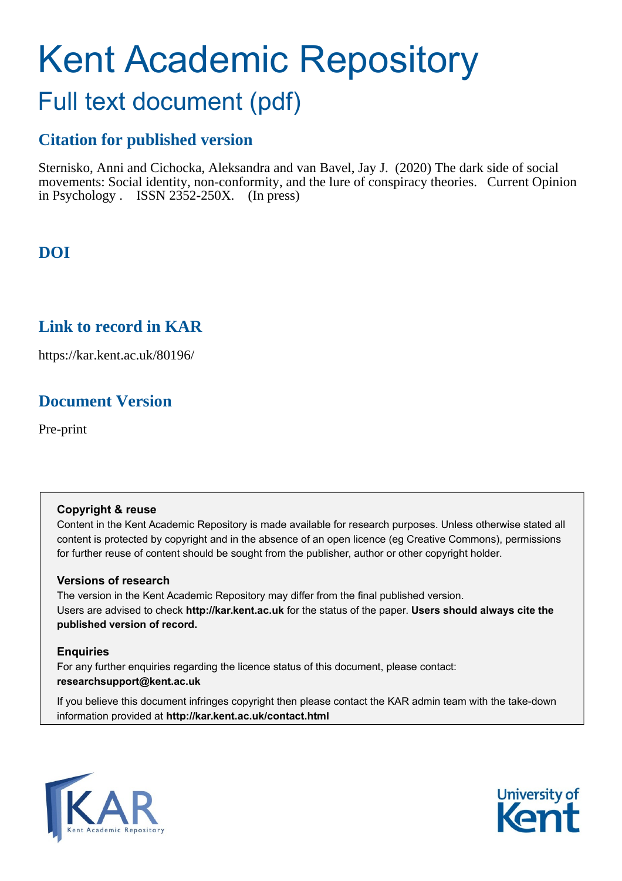# Kent Academic Repository

## Full text document (pdf)

### Citation for published version

Sternisko, Anni and Cichocka, Aleksandra and van Bavel, Jay J. (2020) The dark side of social movements: Social identity, non-conformity, and the lure of conspiracy theories. Current Opinion in Psychology . ISSN 2352-250X. (In press)

### DOI

### Link to record in KAR

https://kar.kent.ac.uk/80196/

### Document Version

Pre-print

**Copyright & reuse**

Content in the Kent Academic Repository is made available for research purposes. Unless otherwise stated all content is protected by copyright and in the absence of an open licence (eg Creative Commons), permissions for further reuse of content should be sought from the publisher, author or other copyright holder.

**Versions of research**

The version in the Kent Academic Repository may differ from the final published version. Users are advised to check **http://kar.kent.ac.uk** for the status of the paper. **Users should always cite the published version of record.**

**Enquiries**

For any further enquiries regarding the licence status of this document, please contact: **researchsupport@kent.ac.uk**

If you believe this document infringes copyright then please contact the KAR admin team with the take-down information provided at **http://kar.kent.ac.uk/contact.html**

KAR Kent Academic Repository

University of Kent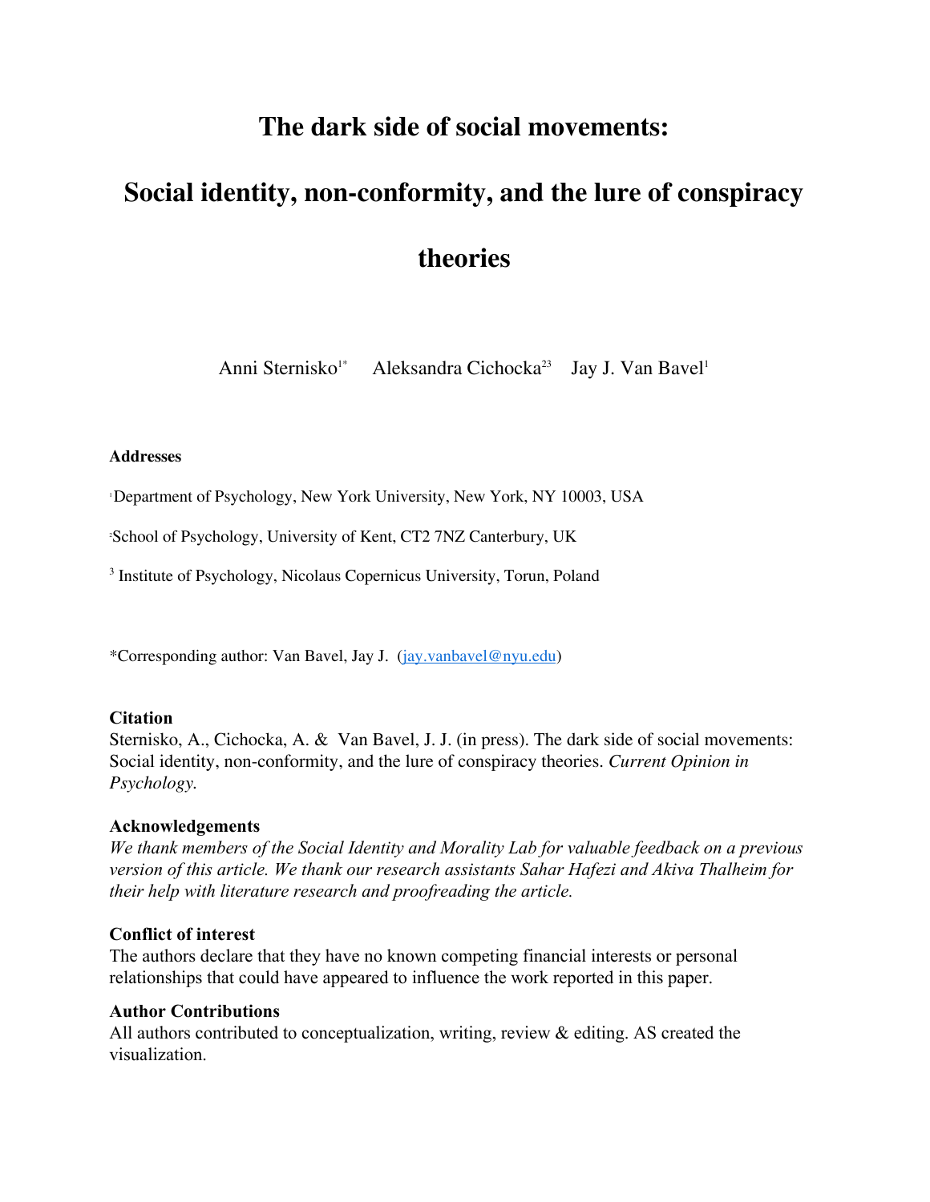# The dark side of social movements:

# Social identity, non-conformity, and the lure of conspiracy theories

Anni Sternisko[1*] Aleksandra Cichocka[23] Jay J. Van Bavel[1]

**Addresses**

[1] Department of Psychology, New York University, New York, NY 10003, USA

[2] School of Psychology, University of Kent, CT2 7NZ Canterbury, UK

[3] Institute of Psychology, Nicolaus Copernicus University, Torun, Poland

*Corresponding author: Van Bavel, Jay J. (jay.vanbavel@nyu.edu)

**Citation**

Sternisko, A., Cichocka, A. & Van Bavel, J. J. (in press). The dark side of social movements: Social identity, non-conformity, and the lure of conspiracy theories. *Current Opinion in Psychology.*

**Acknowledgements**

*We thank members of the Social Identity and Morality Lab for valuable feedback on a previous version of this article. We thank our research assistants Sahar Hafezi and Akiva Thalheim for their help with literature research and proofreading the article.*

**Conflict of interest**

The authors declare that they have no known competing financial interests or personal relationships that could have appeared to influence the work reported in this paper.

**Author Contributions**

All authors contributed to conceptualization, writing, review & editing. AS created the visualization.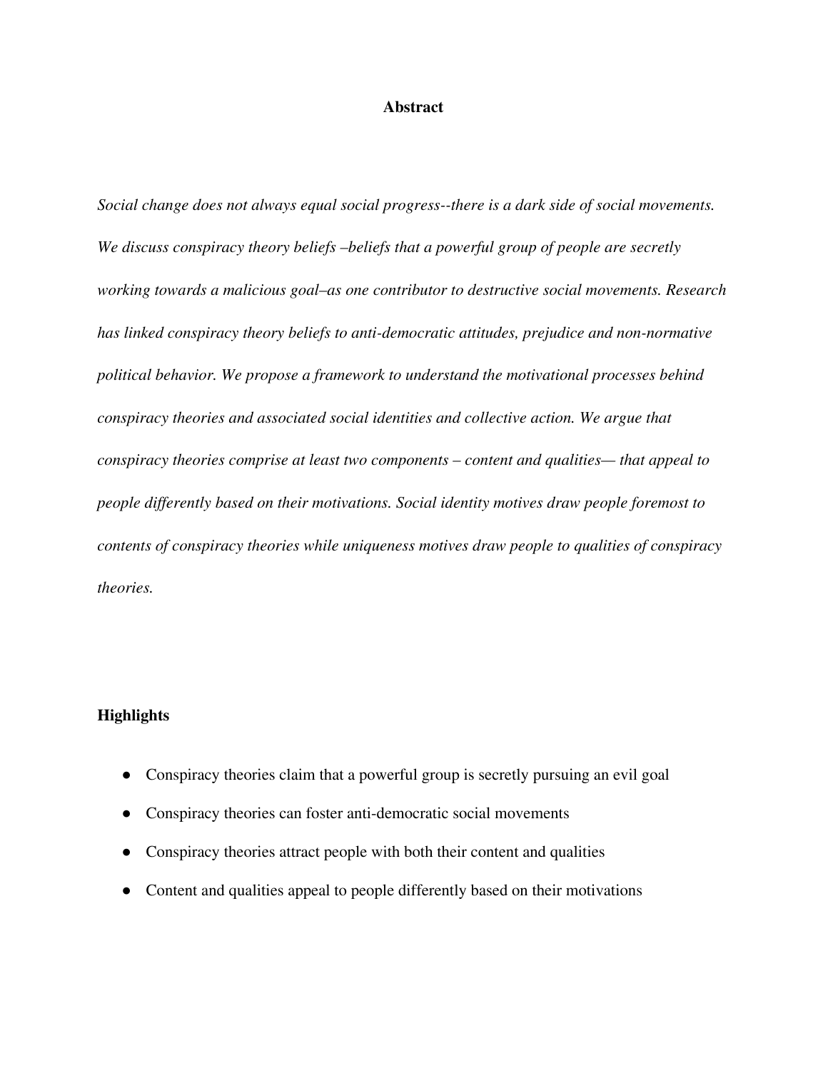## Abstract

*Social change does not always equal social progress--there is a dark side of social movements. We discuss conspiracy theory beliefs –beliefs that a powerful group of people are secretly working towards a malicious goal–as one contributor to destructive social movements. Research has linked conspiracy theory beliefs to anti-democratic attitudes, prejudice and non-normative political behavior. We propose a framework to understand the motivational processes behind conspiracy theories and associated social identities and collective action. We argue that conspiracy theories comprise at least two components – content and qualities— that appeal to people differently based on their motivations. Social identity motives draw people foremost to contents of conspiracy theories while uniqueness motives draw people to qualities of conspiracy theories.*

## Highlights

- Conspiracy theories claim that a powerful group is secretly pursuing an evil goal
- Conspiracy theories can foster anti-democratic social movements
- Conspiracy theories attract people with both their content and qualities
- Content and qualities appeal to people differently based on their motivations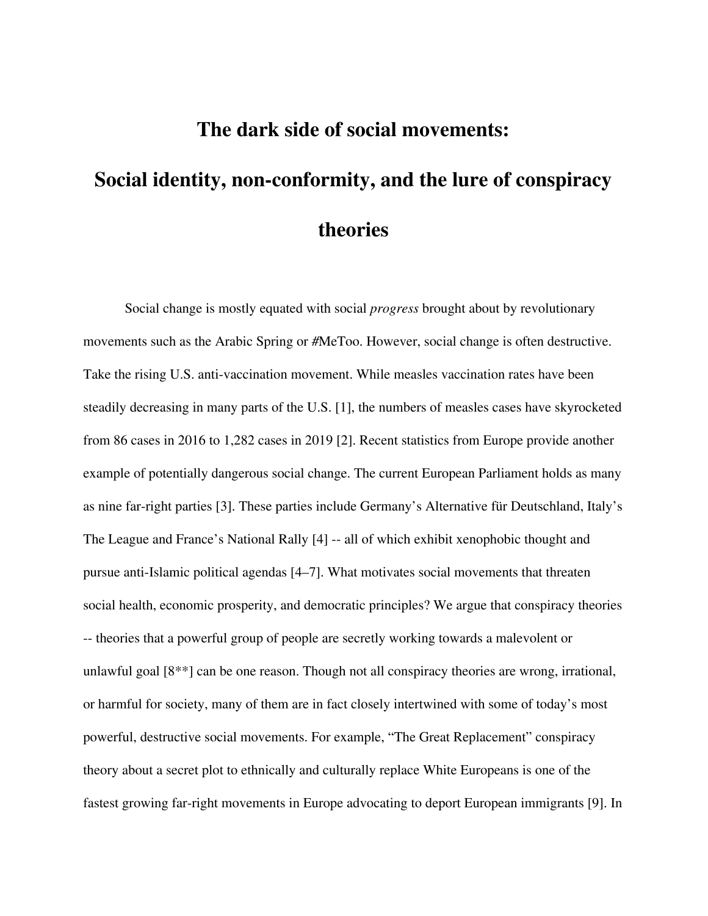# The dark side of social movements: Social identity, non-conformity, and the lure of conspiracy theories

Social change is mostly equated with social *progress* brought about by revolutionary movements such as the Arabic Spring or #MeToo. However, social change is often destructive. Take the rising U.S. anti-vaccination movement. While measles vaccination rates have been steadily decreasing in many parts of the U.S. [1], the numbers of measles cases have skyrocketed from 86 cases in 2016 to 1,282 cases in 2019 [2]. Recent statistics from Europe provide another example of potentially dangerous social change. The current European Parliament holds as many as nine far-right parties [3]. These parties include Germany's Alternative für Deutschland, Italy's The League and France's National Rally [4] -- all of which exhibit xenophobic thought and pursue anti-Islamic political agendas [4–7]. What motivates social movements that threaten social health, economic prosperity, and democratic principles? We argue that conspiracy theories -- theories that a powerful group of people are secretly working towards a malevolent or unlawful goal [8**] can be one reason. Though not all conspiracy theories are wrong, irrational, or harmful for society, many of them are in fact closely intertwined with some of today's most powerful, destructive social movements. For example, "The Great Replacement" conspiracy theory about a secret plot to ethnically and culturally replace White Europeans is one of the fastest growing far-right movements in Europe advocating to deport European immigrants [9]. In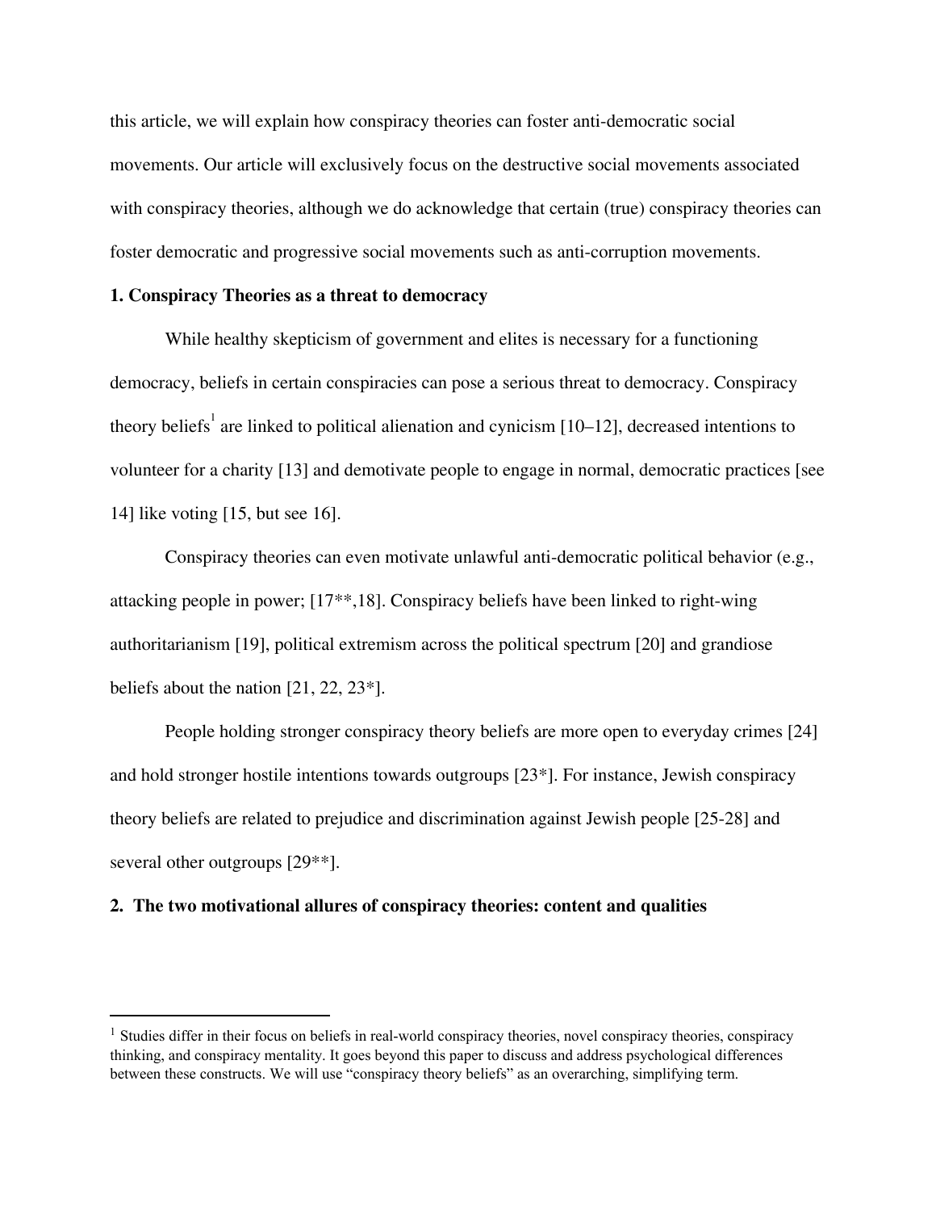this article, we will explain how conspiracy theories can foster anti-democratic social movements. Our article will exclusively focus on the destructive social movements associated with conspiracy theories, although we do acknowledge that certain (true) conspiracy theories can foster democratic and progressive social movements such as anti-corruption movements.

## 1. Conspiracy Theories as a threat to democracy

While healthy skepticism of government and elites is necessary for a functioning democracy, beliefs in certain conspiracies can pose a serious threat to democracy. Conspiracy theory beliefs[1] are linked to political alienation and cynicism [10–12], decreased intentions to volunteer for a charity [13] and demotivate people to engage in normal, democratic practices [see 14] like voting [15, but see 16].

Conspiracy theories can even motivate unlawful anti-democratic political behavior (e.g., attacking people in power; [17**,18]. Conspiracy beliefs have been linked to right-wing authoritarianism [19], political extremism across the political spectrum [20] and grandiose beliefs about the nation [21, 22, 23*].

People holding stronger conspiracy theory beliefs are more open to everyday crimes [24] and hold stronger hostile intentions towards outgroups [23*]. For instance, Jewish conspiracy theory beliefs are related to prejudice and discrimination against Jewish people [25-28] and several other outgroups [29**].

## 2. The two motivational allures of conspiracy theories: content and qualities

---

[1] Studies differ in their focus on beliefs in real-world conspiracy theories, novel conspiracy theories, conspiracy thinking, and conspiracy mentality. It goes beyond this paper to discuss and address psychological differences between these constructs. We will use "conspiracy theory beliefs" as an overarching, simplifying term.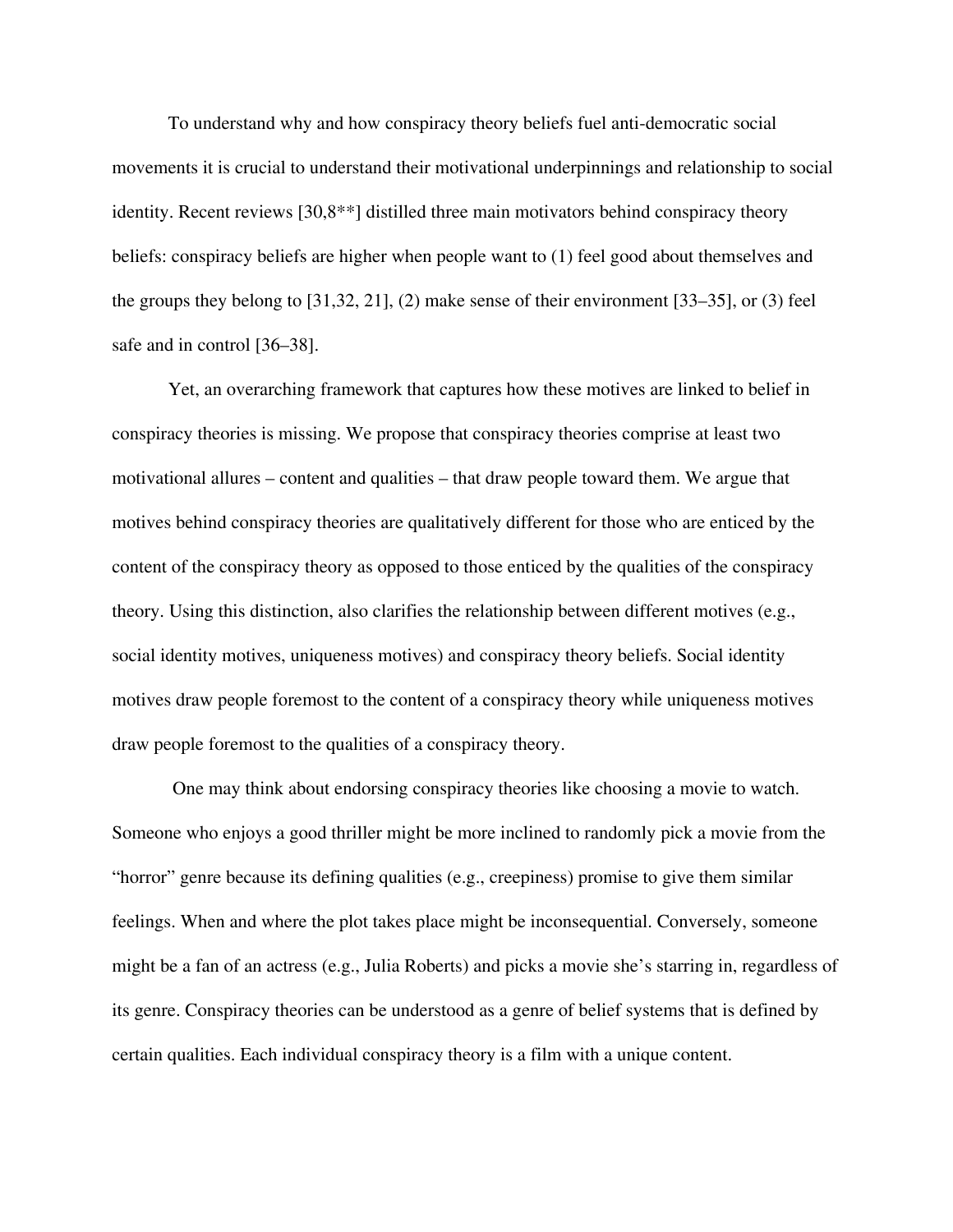To understand why and how conspiracy theory beliefs fuel anti-democratic social movements it is crucial to understand their motivational underpinnings and relationship to social identity. Recent reviews [30,8**] distilled three main motivators behind conspiracy theory beliefs: conspiracy beliefs are higher when people want to (1) feel good about themselves and the groups they belong to [31,32, 21], (2) make sense of their environment [33–35], or (3) feel safe and in control [36–38].

Yet, an overarching framework that captures how these motives are linked to belief in conspiracy theories is missing. We propose that conspiracy theories comprise at least two motivational allures – content and qualities – that draw people toward them. We argue that motives behind conspiracy theories are qualitatively different for those who are enticed by the content of the conspiracy theory as opposed to those enticed by the qualities of the conspiracy theory. Using this distinction, also clarifies the relationship between different motives (e.g., social identity motives, uniqueness motives) and conspiracy theory beliefs. Social identity motives draw people foremost to the content of a conspiracy theory while uniqueness motives draw people foremost to the qualities of a conspiracy theory.

One may think about endorsing conspiracy theories like choosing a movie to watch. Someone who enjoys a good thriller might be more inclined to randomly pick a movie from the "horror" genre because its defining qualities (e.g., creepiness) promise to give them similar feelings. When and where the plot takes place might be inconsequential. Conversely, someone might be a fan of an actress (e.g., Julia Roberts) and picks a movie she's starring in, regardless of its genre. Conspiracy theories can be understood as a genre of belief systems that is defined by certain qualities. Each individual conspiracy theory is a film with a unique content.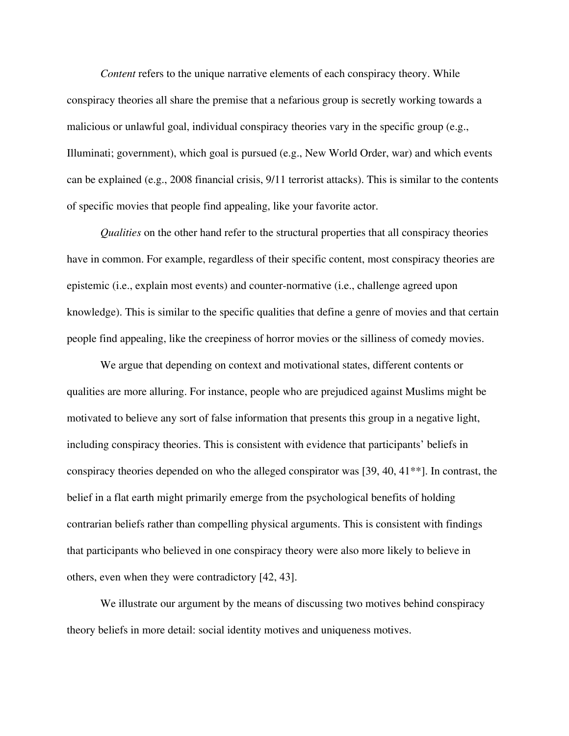*Content* refers to the unique narrative elements of each conspiracy theory. While conspiracy theories all share the premise that a nefarious group is secretly working towards a malicious or unlawful goal, individual conspiracy theories vary in the specific group (e.g., Illuminati; government), which goal is pursued (e.g., New World Order, war) and which events can be explained (e.g., 2008 financial crisis, 9/11 terrorist attacks). This is similar to the contents of specific movies that people find appealing, like your favorite actor.

*Qualities* on the other hand refer to the structural properties that all conspiracy theories have in common. For example, regardless of their specific content, most conspiracy theories are epistemic (i.e., explain most events) and counter-normative (i.e., challenge agreed upon knowledge). This is similar to the specific qualities that define a genre of movies and that certain people find appealing, like the creepiness of horror movies or the silliness of comedy movies.

We argue that depending on context and motivational states, different contents or qualities are more alluring. For instance, people who are prejudiced against Muslims might be motivated to believe any sort of false information that presents this group in a negative light, including conspiracy theories. This is consistent with evidence that participants' beliefs in conspiracy theories depended on who the alleged conspirator was [39, 40, 41**]. In contrast, the belief in a flat earth might primarily emerge from the psychological benefits of holding contrarian beliefs rather than compelling physical arguments. This is consistent with findings that participants who believed in one conspiracy theory were also more likely to believe in others, even when they were contradictory [42, 43].

We illustrate our argument by the means of discussing two motives behind conspiracy theory beliefs in more detail: social identity motives and uniqueness motives.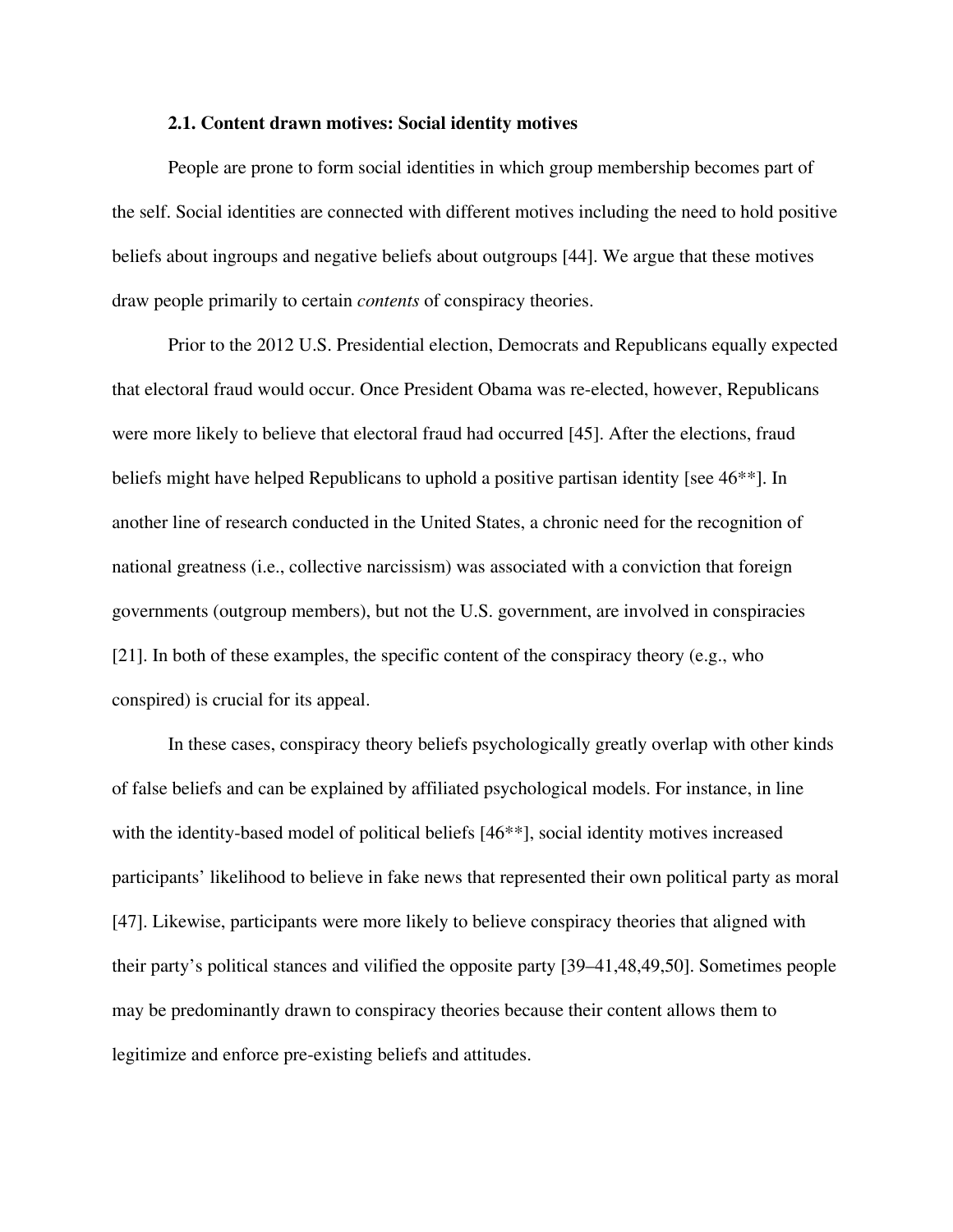### 2.1. Content drawn motives: Social identity motives

People are prone to form social identities in which group membership becomes part of the self. Social identities are connected with different motives including the need to hold positive beliefs about ingroups and negative beliefs about outgroups [44]. We argue that these motives draw people primarily to certain *contents* of conspiracy theories.

Prior to the 2012 U.S. Presidential election, Democrats and Republicans equally expected that electoral fraud would occur. Once President Obama was re-elected, however, Republicans were more likely to believe that electoral fraud had occurred [45]. After the elections, fraud beliefs might have helped Republicans to uphold a positive partisan identity [see 46**]. In another line of research conducted in the United States, a chronic need for the recognition of national greatness (i.e., collective narcissism) was associated with a conviction that foreign governments (outgroup members), but not the U.S. government, are involved in conspiracies [21]. In both of these examples, the specific content of the conspiracy theory (e.g., who conspired) is crucial for its appeal.

In these cases, conspiracy theory beliefs psychologically greatly overlap with other kinds of false beliefs and can be explained by affiliated psychological models. For instance, in line with the identity-based model of political beliefs [46**], social identity motives increased participants' likelihood to believe in fake news that represented their own political party as moral [47]. Likewise, participants were more likely to believe conspiracy theories that aligned with their party's political stances and vilified the opposite party [39–41,48,49,50]. Sometimes people may be predominantly drawn to conspiracy theories because their content allows them to legitimize and enforce pre-existing beliefs and attitudes.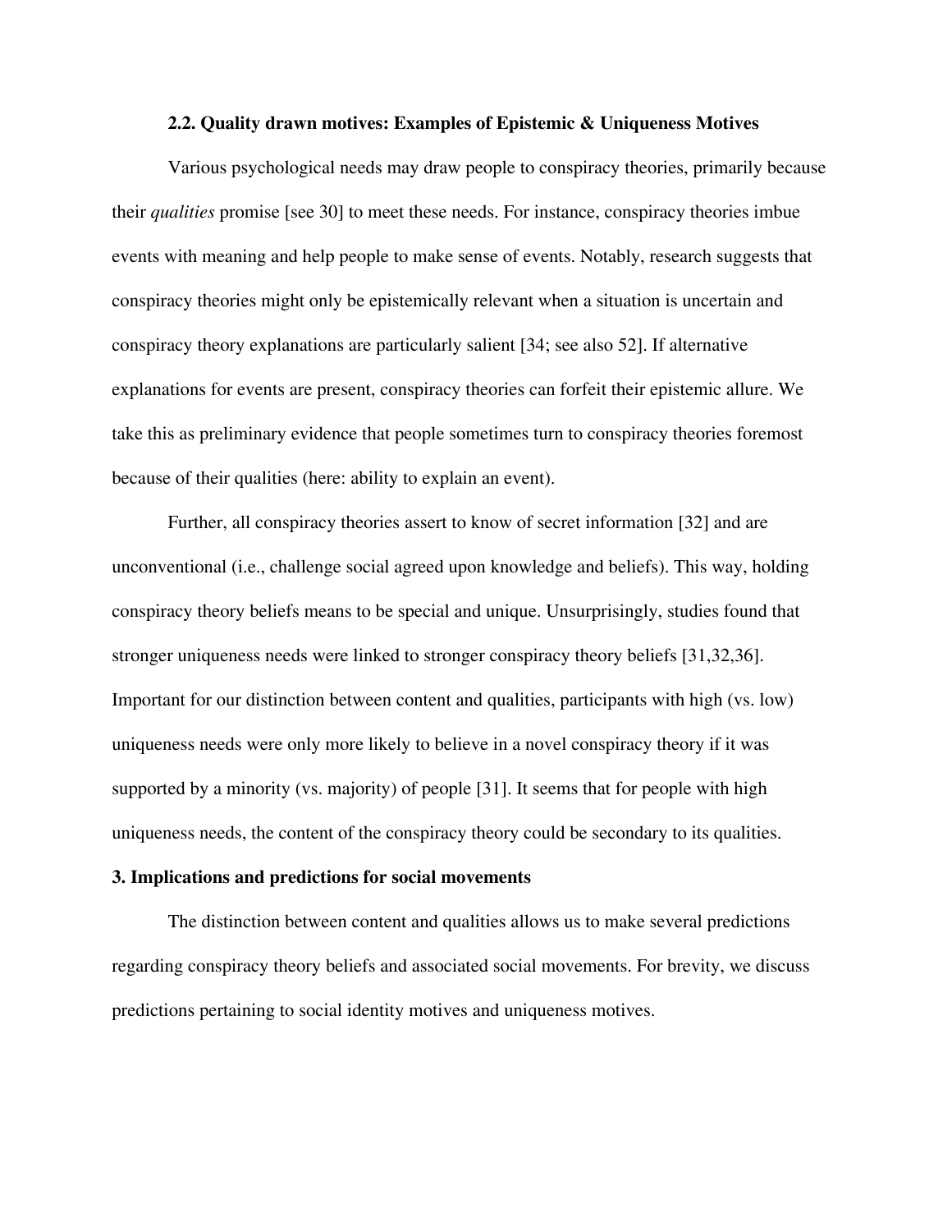### 2.2. Quality drawn motives: Examples of Epistemic & Uniqueness Motives

Various psychological needs may draw people to conspiracy theories, primarily because their *qualities* promise [see 30] to meet these needs. For instance, conspiracy theories imbue events with meaning and help people to make sense of events. Notably, research suggests that conspiracy theories might only be epistemically relevant when a situation is uncertain and conspiracy theory explanations are particularly salient [34; see also 52]. If alternative explanations for events are present, conspiracy theories can forfeit their epistemic allure. We take this as preliminary evidence that people sometimes turn to conspiracy theories foremost because of their qualities (here: ability to explain an event).

Further, all conspiracy theories assert to know of secret information [32] and are unconventional (i.e., challenge social agreed upon knowledge and beliefs). This way, holding conspiracy theory beliefs means to be special and unique. Unsurprisingly, studies found that stronger uniqueness needs were linked to stronger conspiracy theory beliefs [31,32,36]. Important for our distinction between content and qualities, participants with high (vs. low) uniqueness needs were only more likely to believe in a novel conspiracy theory if it was supported by a minority (vs. majority) of people [31]. It seems that for people with high uniqueness needs, the content of the conspiracy theory could be secondary to its qualities.

## 3. Implications and predictions for social movements

The distinction between content and qualities allows us to make several predictions regarding conspiracy theory beliefs and associated social movements. For brevity, we discuss predictions pertaining to social identity motives and uniqueness motives.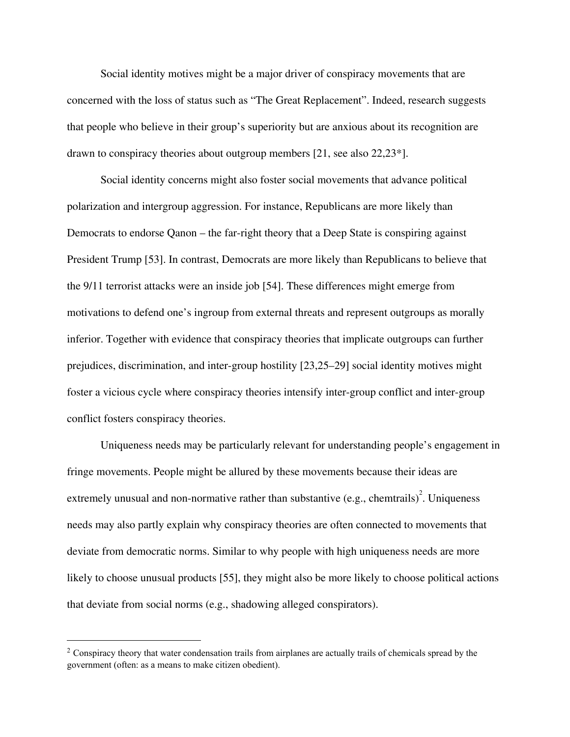Social identity motives might be a major driver of conspiracy movements that are concerned with the loss of status such as "The Great Replacement". Indeed, research suggests that people who believe in their group's superiority but are anxious about its recognition are drawn to conspiracy theories about outgroup members [21, see also 22,23*].

Social identity concerns might also foster social movements that advance political polarization and intergroup aggression. For instance, Republicans are more likely than Democrats to endorse Qanon – the far-right theory that a Deep State is conspiring against President Trump [53]. In contrast, Democrats are more likely than Republicans to believe that the 9/11 terrorist attacks were an inside job [54]. These differences might emerge from motivations to defend one's ingroup from external threats and represent outgroups as morally inferior. Together with evidence that conspiracy theories that implicate outgroups can further prejudices, discrimination, and inter-group hostility [23,25–29] social identity motives might foster a vicious cycle where conspiracy theories intensify inter-group conflict and inter-group conflict fosters conspiracy theories.

Uniqueness needs may be particularly relevant for understanding people's engagement in fringe movements. People might be allured by these movements because their ideas are extremely unusual and non-normative rather than substantive (e.g., chemtrails)[2]. Uniqueness needs may also partly explain why conspiracy theories are often connected to movements that deviate from democratic norms. Similar to why people with high uniqueness needs are more likely to choose unusual products [55], they might also be more likely to choose political actions that deviate from social norms (e.g., shadowing alleged conspirators).

---

[2] Conspiracy theory that water condensation trails from airplanes are actually trails of chemicals spread by the government (often: as a means to make citizen obedient).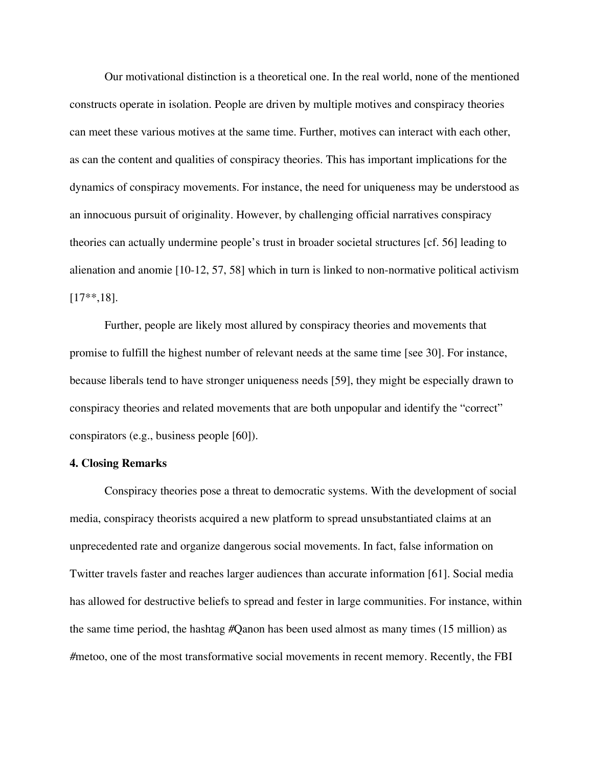Our motivational distinction is a theoretical one. In the real world, none of the mentioned constructs operate in isolation. People are driven by multiple motives and conspiracy theories can meet these various motives at the same time. Further, motives can interact with each other, as can the content and qualities of conspiracy theories. This has important implications for the dynamics of conspiracy movements. For instance, the need for uniqueness may be understood as an innocuous pursuit of originality. However, by challenging official narratives conspiracy theories can actually undermine people's trust in broader societal structures [cf. 56] leading to alienation and anomie [10-12, 57, 58] which in turn is linked to non-normative political activism [17**,18].

Further, people are likely most allured by conspiracy theories and movements that promise to fulfill the highest number of relevant needs at the same time [see 30]. For instance, because liberals tend to have stronger uniqueness needs [59], they might be especially drawn to conspiracy theories and related movements that are both unpopular and identify the "correct" conspirators (e.g., business people [60]).

**4. Closing Remarks**

Conspiracy theories pose a threat to democratic systems. With the development of social media, conspiracy theorists acquired a new platform to spread unsubstantiated claims at an unprecedented rate and organize dangerous social movements. In fact, false information on Twitter travels faster and reaches larger audiences than accurate information [61]. Social media has allowed for destructive beliefs to spread and fester in large communities. For instance, within the same time period, the hashtag #Qanon has been used almost as many times (15 million) as #metoo, one of the most transformative social movements in recent memory. Recently, the FBI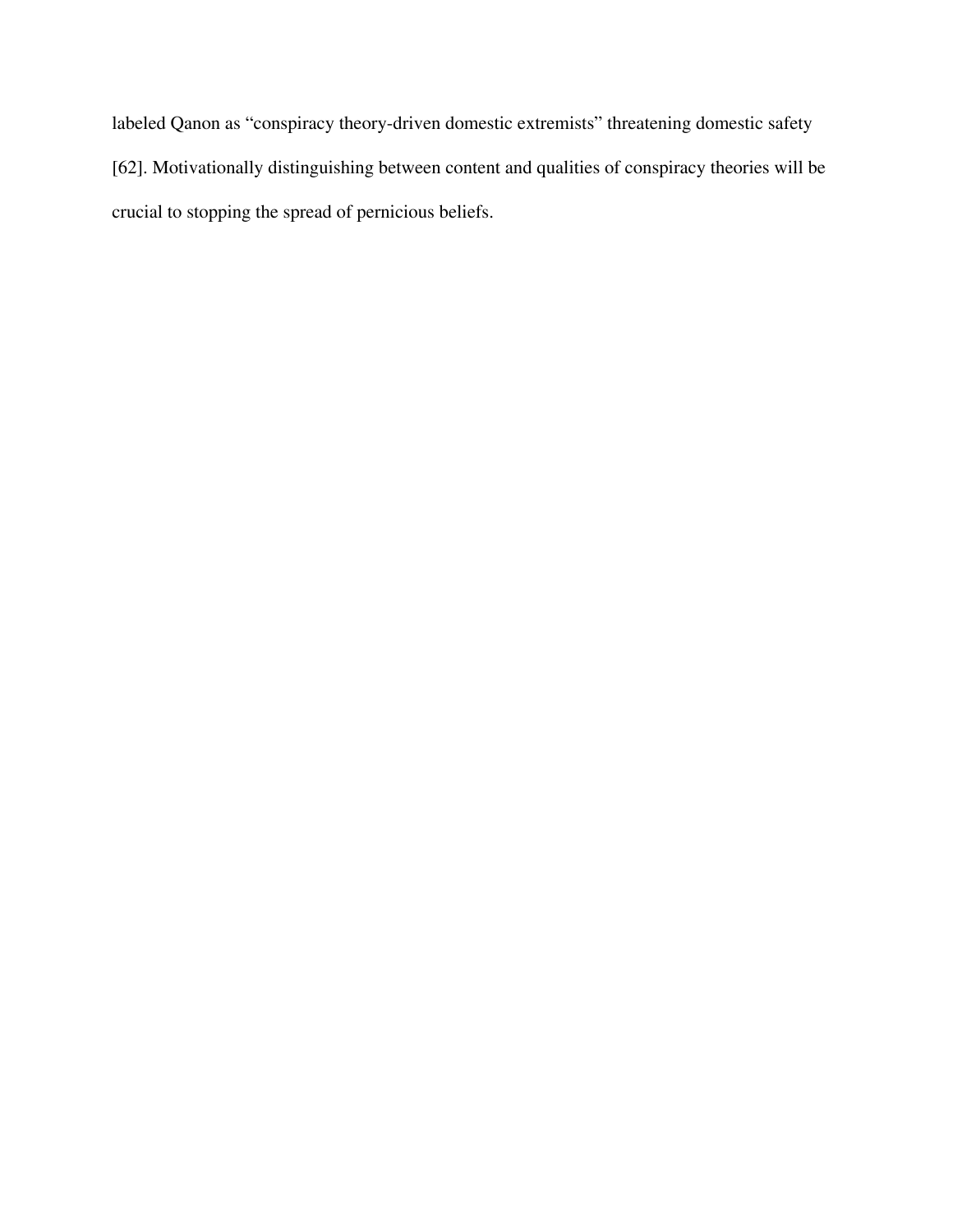labeled Qanon as "conspiracy theory-driven domestic extremists" threatening domestic safety [62]. Motivationally distinguishing between content and qualities of conspiracy theories will be crucial to stopping the spread of pernicious beliefs.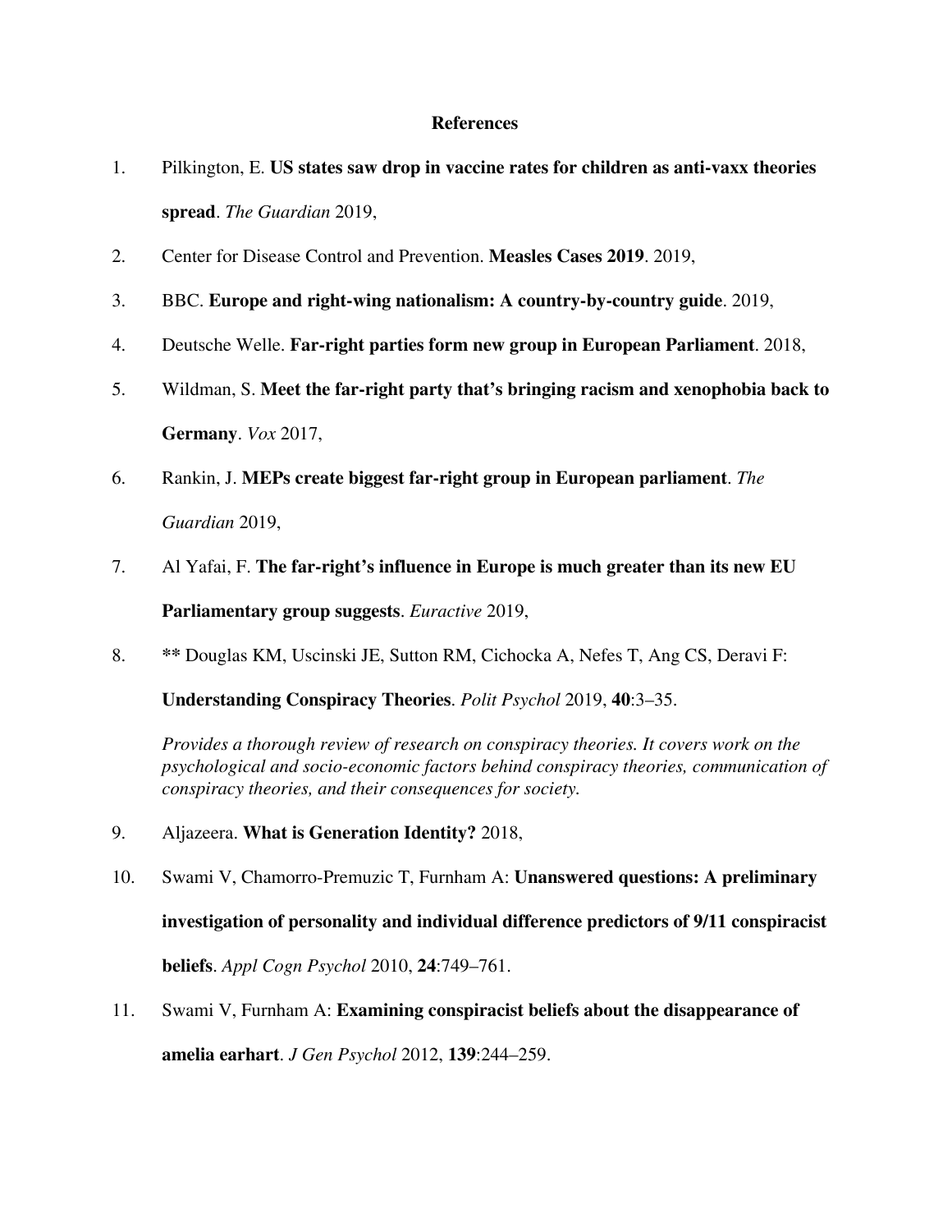# References

1. Pilkington, E. **US states saw drop in vaccine rates for children as anti-vaxx theories spread**. *The Guardian* 2019,
2. Center for Disease Control and Prevention. **Measles Cases 2019**. 2019,
3. BBC. **Europe and right-wing nationalism: A country-by-country guide**. 2019,
4. Deutsche Welle. **Far-right parties form new group in European Parliament**. 2018,
5. Wildman, S. **Meet the far-right party that's bringing racism and xenophobia back to Germany**. *Vox* 2017,
6. Rankin, J. **MEPs create biggest far-right group in European parliament**. *The Guardian* 2019,
7. Al Yafai, F. **The far-right's influence in Europe is much greater than its new EU Parliamentary group suggests**. *Euractive* 2019,
8. **\*\*** Douglas KM, Uscinski JE, Sutton RM, Cichocka A, Nefes T, Ang CS, Deravi F: **Understanding Conspiracy Theories**. *Polit Psychol* 2019, **40**:3–35.

   *Provides a thorough review of research on conspiracy theories. It covers work on the psychological and socio-economic factors behind conspiracy theories, communication of conspiracy theories, and their consequences for society.*

9. Aljazeera. **What is Generation Identity?** 2018,
10. Swami V, Chamorro-Premuzic T, Furnham A: **Unanswered questions: A preliminary investigation of personality and individual difference predictors of 9/11 conspiracist beliefs**. *Appl Cogn Psychol* 2010, **24**:749–761.
11. Swami V, Furnham A: **Examining conspiracist beliefs about the disappearance of amelia earhart**. *J Gen Psychol* 2012, **139**:244–259.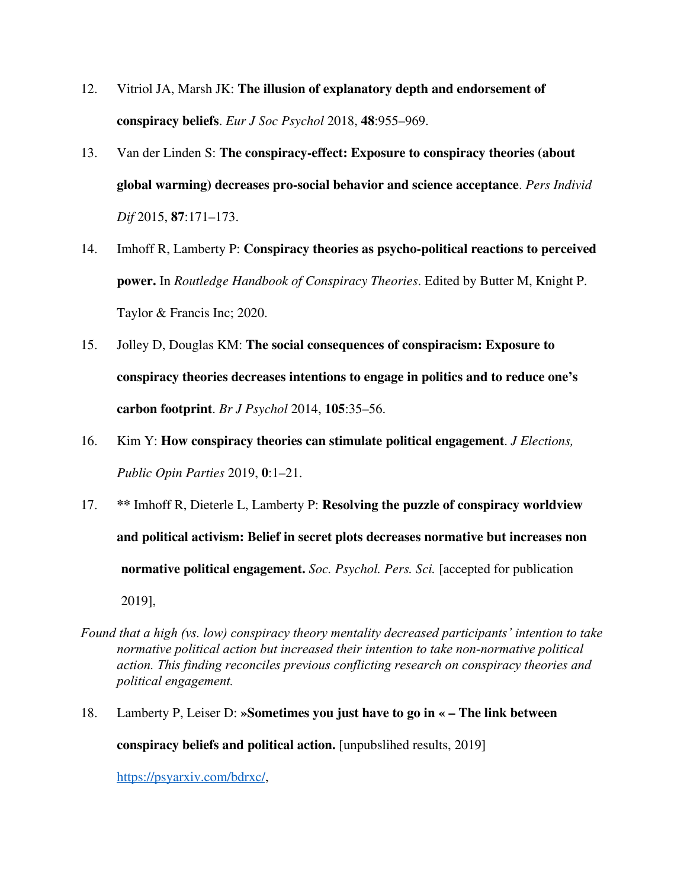12. Vitriol JA, Marsh JK: **The illusion of explanatory depth and endorsement of conspiracy beliefs**. *Eur J Soc Psychol* 2018, **48**:955–969.

13. Van der Linden S: **The conspiracy-effect: Exposure to conspiracy theories (about global warming) decreases pro-social behavior and science acceptance**. *Pers Individ Dif* 2015, **87**:171–173.

14. Imhoff R, Lamberty P: **Conspiracy theories as psycho-political reactions to perceived power.** In *Routledge Handbook of Conspiracy Theories*. Edited by Butter M, Knight P. Taylor & Francis Inc; 2020.

15. Jolley D, Douglas KM: **The social consequences of conspiracism: Exposure to conspiracy theories decreases intentions to engage in politics and to reduce one's carbon footprint**. *Br J Psychol* 2014, **105**:35–56.

16. Kim Y: **How conspiracy theories can stimulate political engagement**. *J Elections, Public Opin Parties* 2019, **0**:1–21.

17. **** Imhoff R, Dieterle L, Lamberty P: **Resolving the puzzle of conspiracy worldview and political activism: Belief in secret plots decreases normative but increases non normative political engagement.** *Soc. Psychol. Pers. Sci.* [accepted for publication 2019],

*Found that a high (vs. low) conspiracy theory mentality decreased participants' intention to take normative political action but increased their intention to take non-normative political action. This finding reconciles previous conflicting research on conspiracy theories and political engagement.*

18. Lamberty P, Leiser D: **»Sometimes you just have to go in « – The link between conspiracy beliefs and political action.** [unpubslihed results, 2019] https://psyarxiv.com/bdrxc/,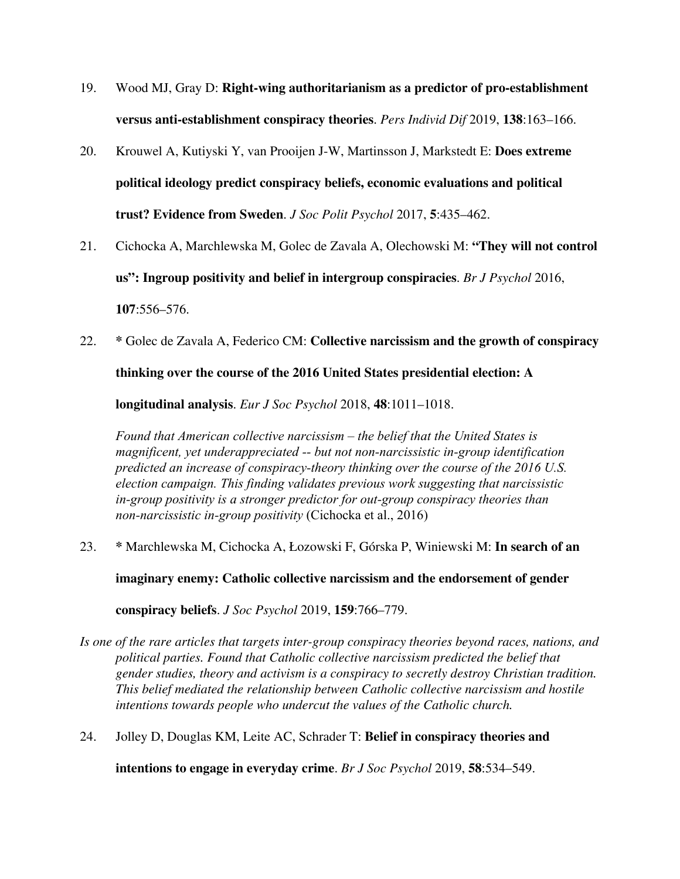19. Wood MJ, Gray D: **Right-wing authoritarianism as a predictor of pro-establishment versus anti-establishment conspiracy theories**. *Pers Individ Dif* 2019, **138**:163–166.

20. Krouwel A, Kutiyski Y, van Prooijen J-W, Martinsson J, Markstedt E: **Does extreme political ideology predict conspiracy beliefs, economic evaluations and political trust? Evidence from Sweden**. *J Soc Polit Psychol* 2017, **5**:435–462.

21. Cichocka A, Marchlewska M, Golec de Zavala A, Olechowski M: **"They will not control us": Ingroup positivity and belief in intergroup conspiracies**. *Br J Psychol* 2016, **107**:556–576.

22. **\*** Golec de Zavala A, Federico CM: **Collective narcissism and the growth of conspiracy thinking over the course of the 2016 United States presidential election: A longitudinal analysis**. *Eur J Soc Psychol* 2018, **48**:1011–1018.

    *Found that American collective narcissism – the belief that the United States is magnificent, yet underappreciated -- but not non-narcissistic in-group identification predicted an increase of conspiracy-theory thinking over the course of the 2016 U.S. election campaign. This finding validates previous work suggesting that narcissistic in-group positivity is a stronger predictor for out-group conspiracy theories than non-narcissistic in-group positivity* (Cichocka et al., 2016)

23. **\*** Marchlewska M, Cichocka A, Łozowski F, Górska P, Winiewski M: **In search of an imaginary enemy: Catholic collective narcissism and the endorsement of gender conspiracy beliefs**. *J Soc Psychol* 2019, **159**:766–779.

*Is one of the rare articles that targets inter-group conspiracy theories beyond races, nations, and political parties. Found that Catholic collective narcissism predicted the belief that gender studies, theory and activism is a conspiracy to secretly destroy Christian tradition. This belief mediated the relationship between Catholic collective narcissism and hostile intentions towards people who undercut the values of the Catholic church.*

24. Jolley D, Douglas KM, Leite AC, Schrader T: **Belief in conspiracy theories and intentions to engage in everyday crime**. *Br J Soc Psychol* 2019, **58**:534–549.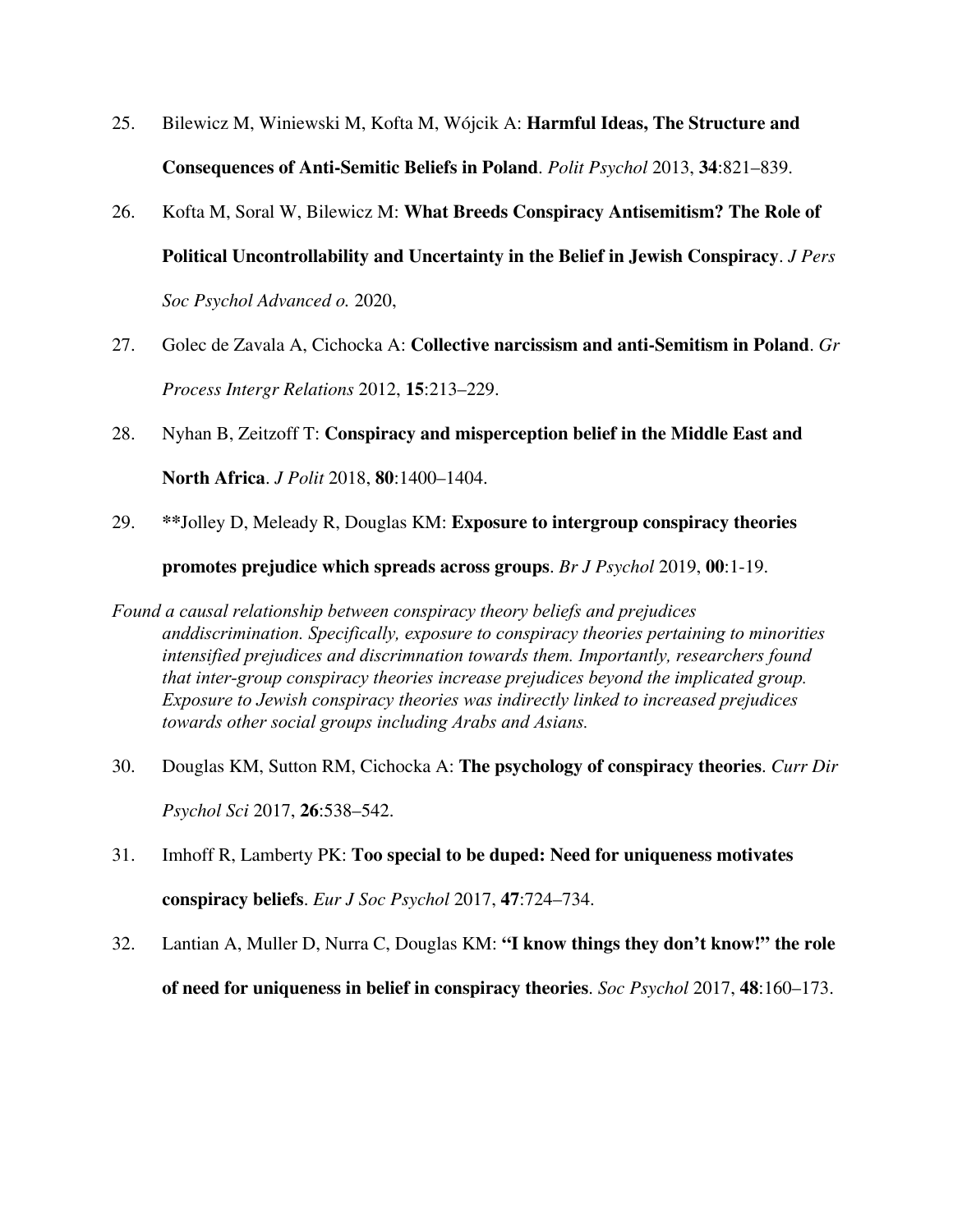25. Bilewicz M, Winiewski M, Kofta M, Wójcik A: **Harmful Ideas, The Structure and Consequences of Anti-Semitic Beliefs in Poland**. *Polit Psychol* 2013, **34**:821–839.

26. Kofta M, Soral W, Bilewicz M: **What Breeds Conspiracy Antisemitism? The Role of Political Uncontrollability and Uncertainty in the Belief in Jewish Conspiracy**. *J Pers Soc Psychol Advanced o.* 2020,

27. Golec de Zavala A, Cichocka A: **Collective narcissism and anti-Semitism in Poland**. *Gr Process Intergr Relations* 2012, **15**:213–229.

28. Nyhan B, Zeitzoff T: **Conspiracy and misperception belief in the Middle East and North Africa**. *J Polit* 2018, **80**:1400–1404.

29. **Jolley D, Meleady R, Douglas KM: **Exposure to intergroup conspiracy theories promotes prejudice which spreads across groups**. *Br J Psychol* 2019, **00**:1-19.

*Found a causal relationship between conspiracy theory beliefs and prejudices anddiscrimination. Specifically, exposure to conspiracy theories pertaining to minorities intensified prejudices and discrimnation towards them. Importantly, researchers found that inter-group conspiracy theories increase prejudices beyond the implicated group. Exposure to Jewish conspiracy theories was indirectly linked to increased prejudices towards other social groups including Arabs and Asians.*

30. Douglas KM, Sutton RM, Cichocka A: **The psychology of conspiracy theories**. *Curr Dir Psychol Sci* 2017, **26**:538–542.

31. Imhoff R, Lamberty PK: **Too special to be duped: Need for uniqueness motivates conspiracy beliefs**. *Eur J Soc Psychol* 2017, **47**:724–734.

32. Lantian A, Muller D, Nurra C, Douglas KM: **"I know things they don't know!" the role of need for uniqueness in belief in conspiracy theories**. *Soc Psychol* 2017, **48**:160–173.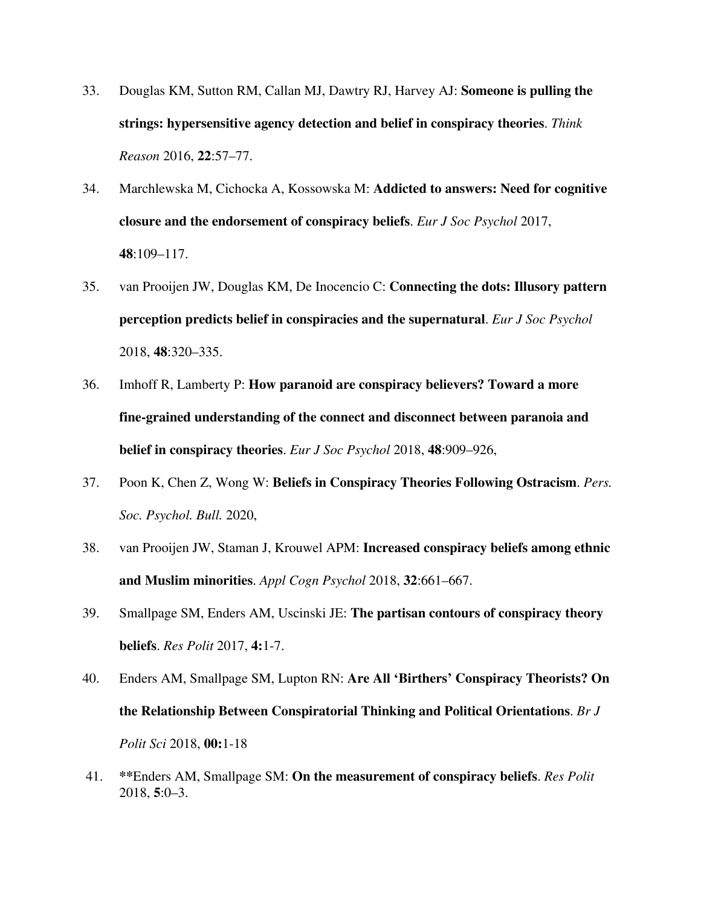33. Douglas KM, Sutton RM, Callan MJ, Dawtry RJ, Harvey AJ: **Someone is pulling the strings: hypersensitive agency detection and belief in conspiracy theories**. *Think Reason* 2016, **22**:57–77.

34. Marchlewska M, Cichocka A, Kossowska M: **Addicted to answers: Need for cognitive closure and the endorsement of conspiracy beliefs**. *Eur J Soc Psychol* 2017, **48**:109–117.

35. van Prooijen JW, Douglas KM, De Inocencio C: **Connecting the dots: Illusory pattern perception predicts belief in conspiracies and the supernatural**. *Eur J Soc Psychol* 2018, **48**:320–335.

36. Imhoff R, Lamberty P: **How paranoid are conspiracy believers? Toward a more fine-grained understanding of the connect and disconnect between paranoia and belief in conspiracy theories**. *Eur J Soc Psychol* 2018, **48**:909–926,

37. Poon K, Chen Z, Wong W: **Beliefs in Conspiracy Theories Following Ostracism**. *Pers. Soc. Psychol. Bull.* 2020,

38. van Prooijen JW, Staman J, Krouwel APM: **Increased conspiracy beliefs among ethnic and Muslim minorities**. *Appl Cogn Psychol* 2018, **32**:661–667.

39. Smallpage SM, Enders AM, Uscinski JE: **The partisan contours of conspiracy theory beliefs**. *Res Polit* 2017, **4:**1-7.

40. Enders AM, Smallpage SM, Lupton RN: **Are All 'Birthers' Conspiracy Theorists? On the Relationship Between Conspiratorial Thinking and Political Orientations**. *Br J Polit Sci* 2018, **00:**1-18

41. **Enders AM, Smallpage SM: **On the measurement of conspiracy beliefs**. *Res Polit* 2018, **5**:0–3.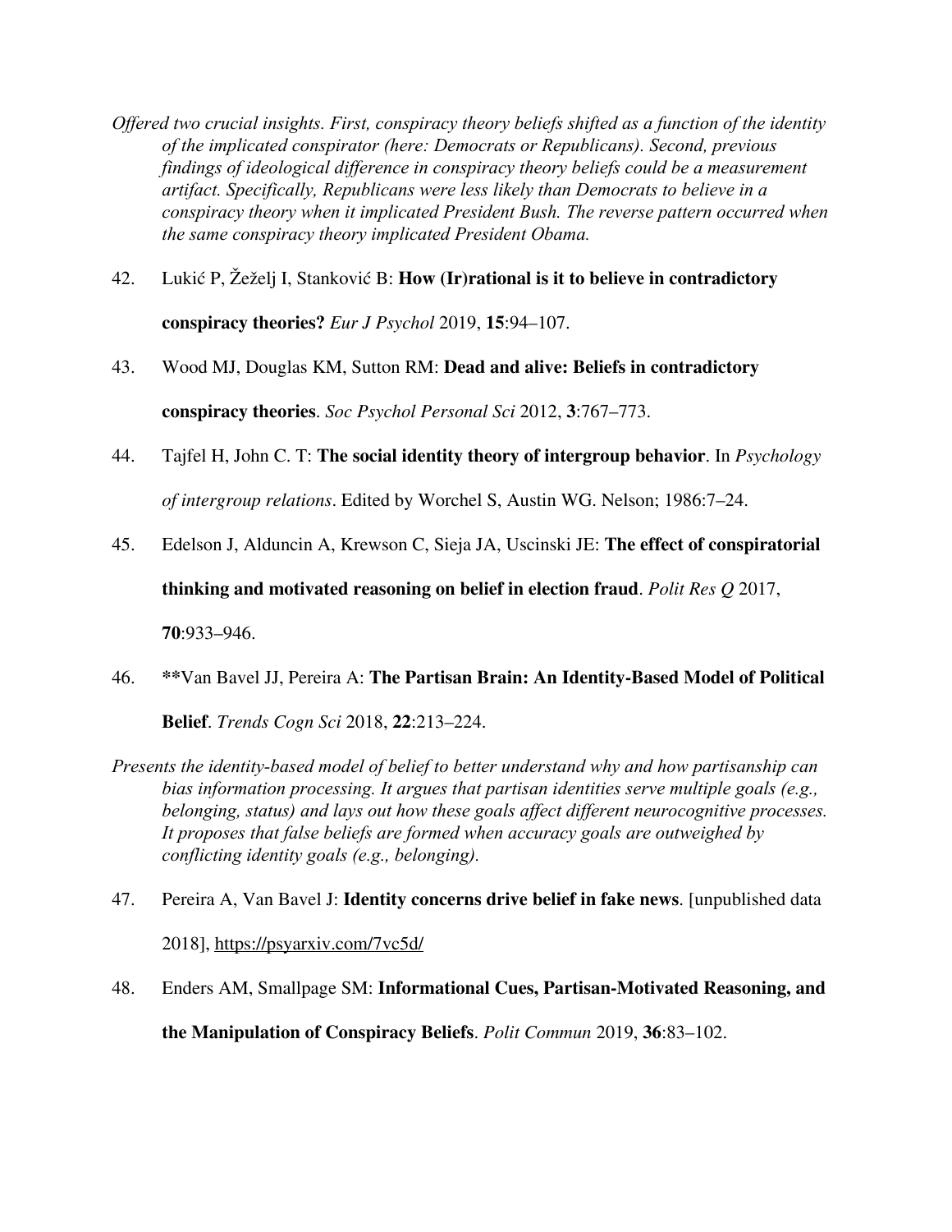*Offered two crucial insights. First, conspiracy theory beliefs shifted as a function of the identity of the implicated conspirator (here: Democrats or Republicans). Second, previous findings of ideological difference in conspiracy theory beliefs could be a measurement artifact. Specifically, Republicans were less likely than Democrats to believe in a conspiracy theory when it implicated President Bush. The reverse pattern occurred when the same conspiracy theory implicated President Obama.*

42. Lukić P, Žeželj I, Stanković B: **How (Ir)rational is it to believe in contradictory conspiracy theories?** *Eur J Psychol* 2019, **15**:94–107.

43. Wood MJ, Douglas KM, Sutton RM: **Dead and alive: Beliefs in contradictory conspiracy theories**. *Soc Psychol Personal Sci* 2012, **3**:767–773.

44. Tajfel H, John C. T: **The social identity theory of intergroup behavior**. In *Psychology of intergroup relations*. Edited by Worchel S, Austin WG. Nelson; 1986:7–24.

45. Edelson J, Alduncin A, Krewson C, Sieja JA, Uscinski JE: **The effect of conspiratorial thinking and motivated reasoning on belief in election fraud**. *Polit Res Q* 2017, **70**:933–946.

46. **Van Bavel JJ, Pereira A: **The Partisan Brain: An Identity-Based Model of Political Belief**. *Trends Cogn Sci* 2018, **22**:213–224.

*Presents the identity-based model of belief to better understand why and how partisanship can bias information processing. It argues that partisan identities serve multiple goals (e.g., belonging, status) and lays out how these goals affect different neurocognitive processes. It proposes that false beliefs are formed when accuracy goals are outweighed by conflicting identity goals (e.g., belonging).*

47. Pereira A, Van Bavel J: **Identity concerns drive belief in fake news**. [unpublished data 2018], https://psyarxiv.com/7vc5d/

48. Enders AM, Smallpage SM: **Informational Cues, Partisan-Motivated Reasoning, and the Manipulation of Conspiracy Beliefs**. *Polit Commun* 2019, **36**:83–102.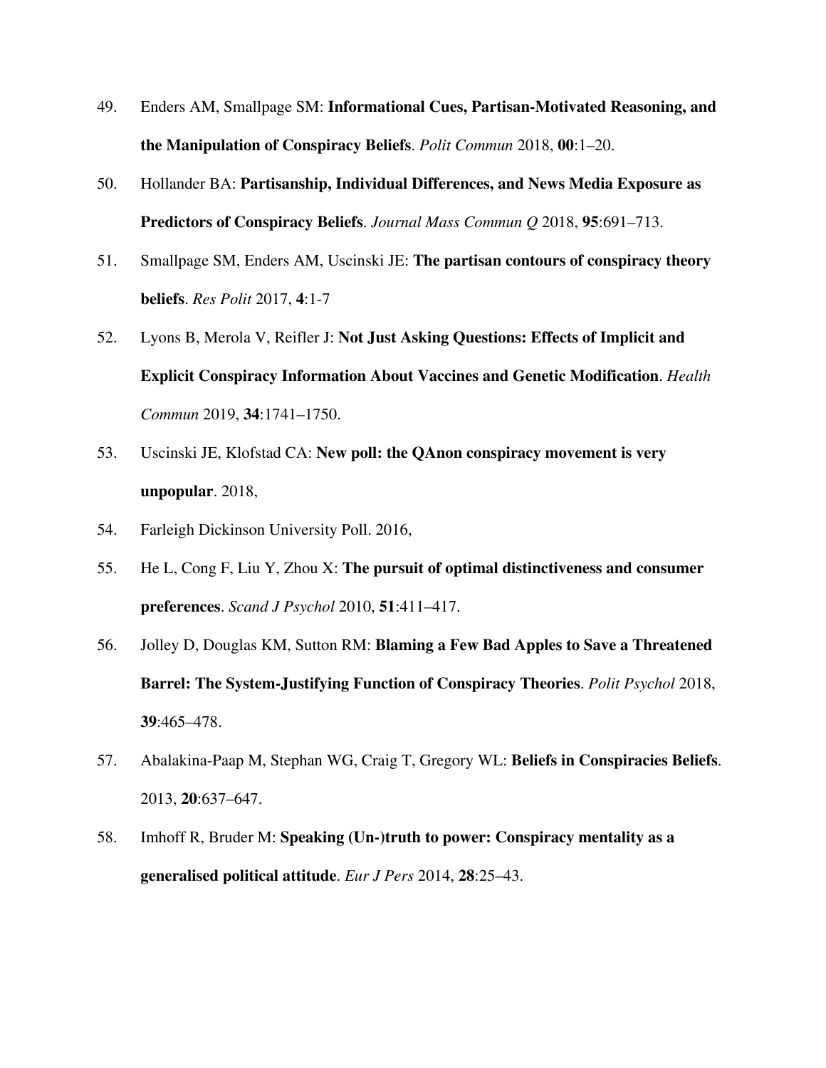49. Enders AM, Smallpage SM: **Informational Cues, Partisan-Motivated Reasoning, and the Manipulation of Conspiracy Beliefs**. *Polit Commun* 2018, **00**:1–20.

50. Hollander BA: **Partisanship, Individual Differences, and News Media Exposure as Predictors of Conspiracy Beliefs**. *Journal Mass Commun Q* 2018, **95**:691–713.

51. Smallpage SM, Enders AM, Uscinski JE: **The partisan contours of conspiracy theory beliefs**. *Res Polit* 2017, **4**:1-7

52. Lyons B, Merola V, Reifler J: **Not Just Asking Questions: Effects of Implicit and Explicit Conspiracy Information About Vaccines and Genetic Modification**. *Health Commun* 2019, **34**:1741–1750.

53. Uscinski JE, Klofstad CA: **New poll: the QAnon conspiracy movement is very unpopular**. 2018,

54. Farleigh Dickinson University Poll. 2016,

55. He L, Cong F, Liu Y, Zhou X: **The pursuit of optimal distinctiveness and consumer preferences**. *Scand J Psychol* 2010, **51**:411–417.

56. Jolley D, Douglas KM, Sutton RM: **Blaming a Few Bad Apples to Save a Threatened Barrel: The System-Justifying Function of Conspiracy Theories**. *Polit Psychol* 2018, **39**:465–478.

57. Abalakina-Paap M, Stephan WG, Craig T, Gregory WL: **Beliefs in Conspiracies Beliefs**. 2013, **20**:637–647.

58. Imhoff R, Bruder M: **Speaking (Un-)truth to power: Conspiracy mentality as a generalised political attitude**. *Eur J Pers* 2014, **28**:25–43.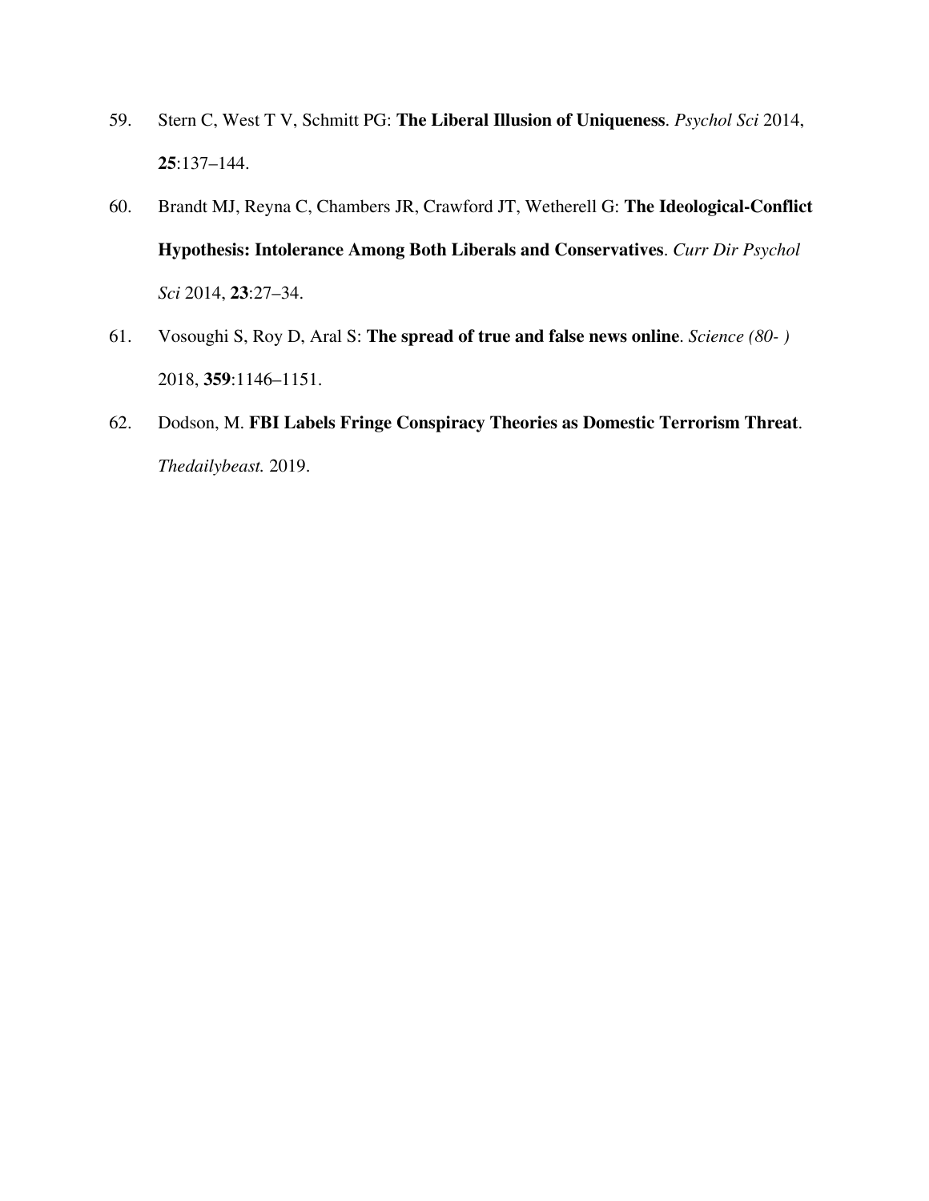59. Stern C, West T V, Schmitt PG: **The Liberal Illusion of Uniqueness**. *Psychol Sci* 2014, **25**:137–144.

60. Brandt MJ, Reyna C, Chambers JR, Crawford JT, Wetherell G: **The Ideological-Conflict Hypothesis: Intolerance Among Both Liberals and Conservatives**. *Curr Dir Psychol Sci* 2014, **23**:27–34.

61. Vosoughi S, Roy D, Aral S: **The spread of true and false news online**. *Science (80- )* 2018, **359**:1146–1151.

62. Dodson, M. **FBI Labels Fringe Conspiracy Theories as Domestic Terrorism Threat**. *Thedailybeast.* 2019.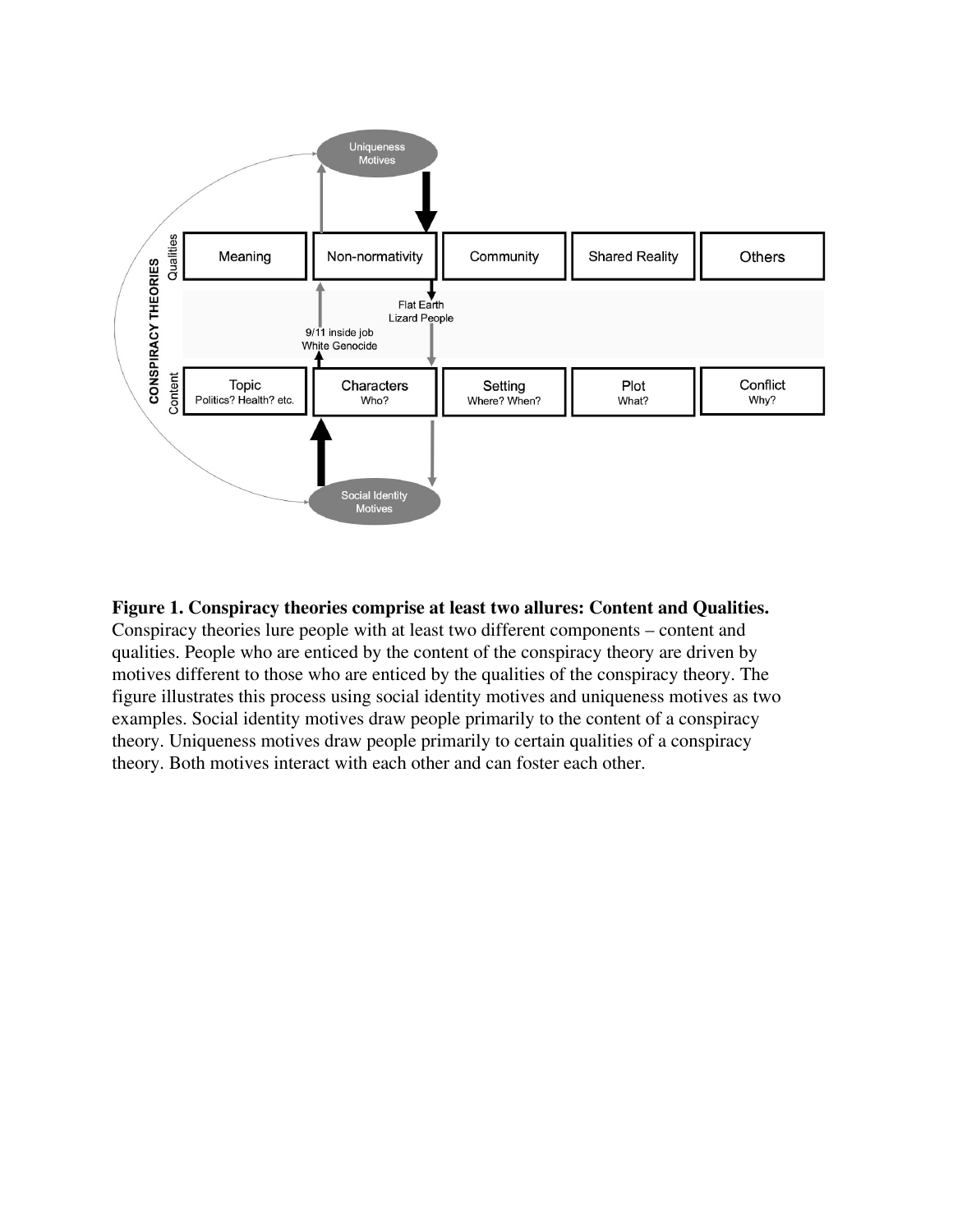Uniqueness Motives

CONSPIRACY THEORIES

Qualities

Meaning

Non-normativity

Community

Shared Reality

Others

Flat Earth
Lizard People

9/11 inside job
White Genocide

Content

Topic
Politics? Health? etc.

Characters
Who?

Setting
Where? When?

Plot
What?

Conflict
Why?

Social Identity Motives

**Figure 1. Conspiracy theories comprise at least two allures: Content and Qualities.** Conspiracy theories lure people with at least two different components – content and qualities. People who are enticed by the content of the conspiracy theory are driven by motives different to those who are enticed by the qualities of the conspiracy theory. The figure illustrates this process using social identity motives and uniqueness motives as two examples. Social identity motives draw people primarily to the content of a conspiracy theory. Uniqueness motives draw people primarily to certain qualities of a conspiracy theory. Both motives interact with each other and can foster each other.